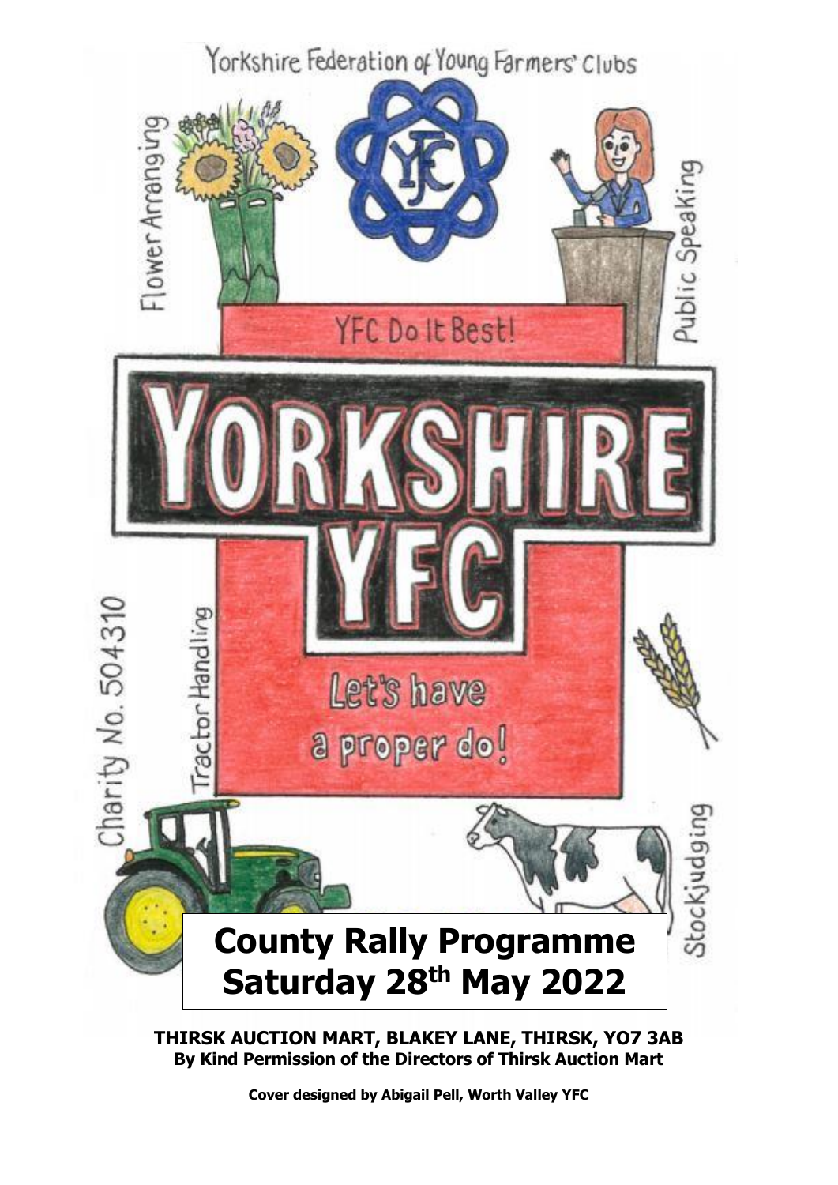Yorkshire Federation of Young Farmers' Clubs

Flower Arranging

Public Speaking

YFC Do It Best!

# YORKSHIRE YFC

Let's have a proper do!

Charity No. 504310

Tractor Handling

Stockjudging

# County Rally Programme
# Saturday 28th May 2022

**THIRSK AUCTION MART, BLAKEY LANE, THIRSK, YO7 3AB**
**By Kind Permission of the Directors of Thirsk Auction Mart**

**Cover designed by Abigail Pell, Worth Valley YFC**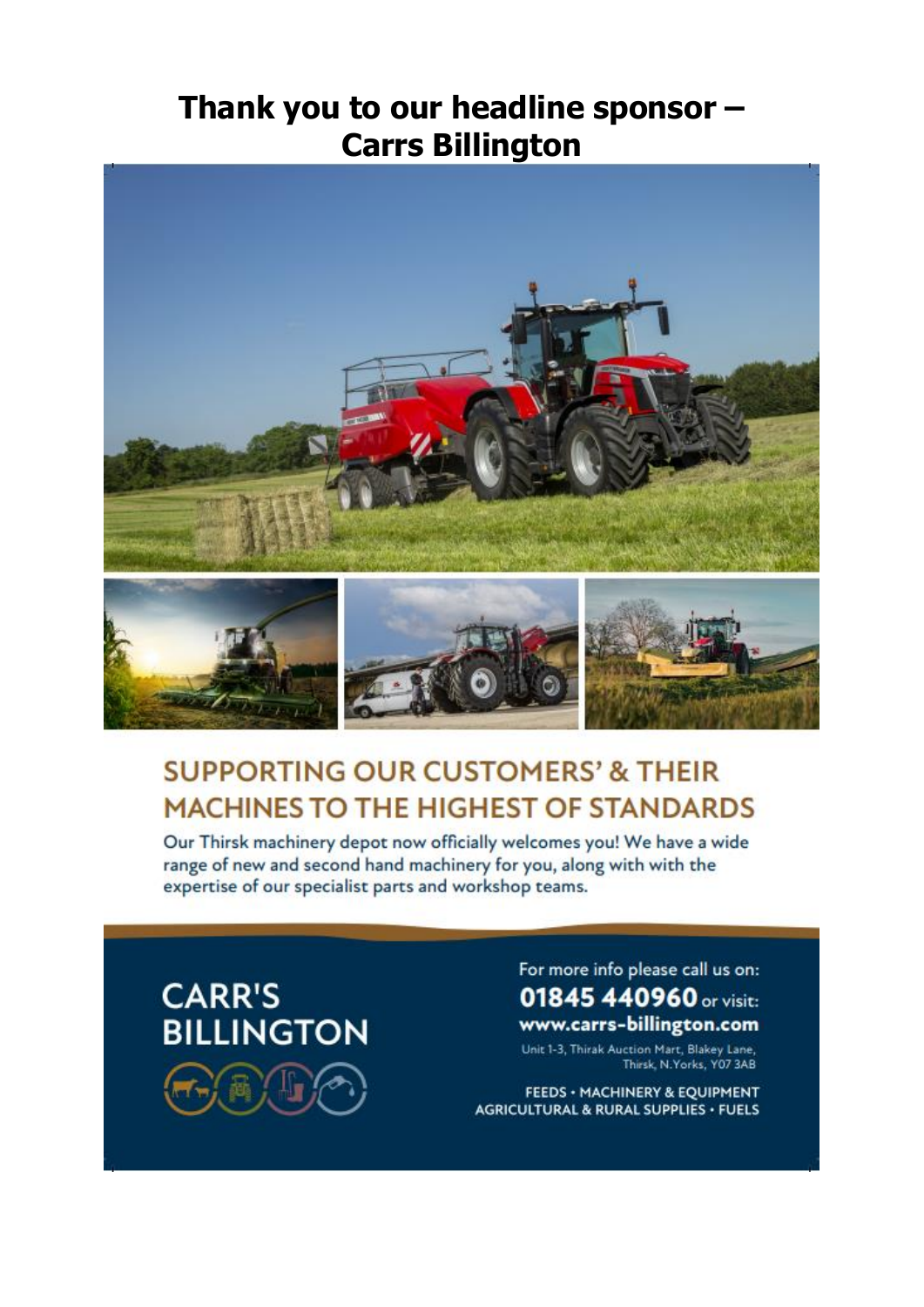# Thank you to our headline sponsor – Carrs Billington

## SUPPORTING OUR CUSTOMERS' & THEIR MACHINES TO THE HIGHEST OF STANDARDS

Our Thirsk machinery depot now officially welcomes you! We have a wide range of new and second hand machinery for you, along with with the expertise of our specialist parts and workshop teams.

**CARR'S BILLINGTON**

For more info please call us on:
**01845 440960** or visit:
**www.carrs-billington.com**

Unit 1-3, Thirsk Auction Mart, Blakey Lane, Thirsk, N.Yorks, YO7 3AB

FEEDS • MACHINERY & EQUIPMENT
AGRICULTURAL & RURAL SUPPLIES • FUELS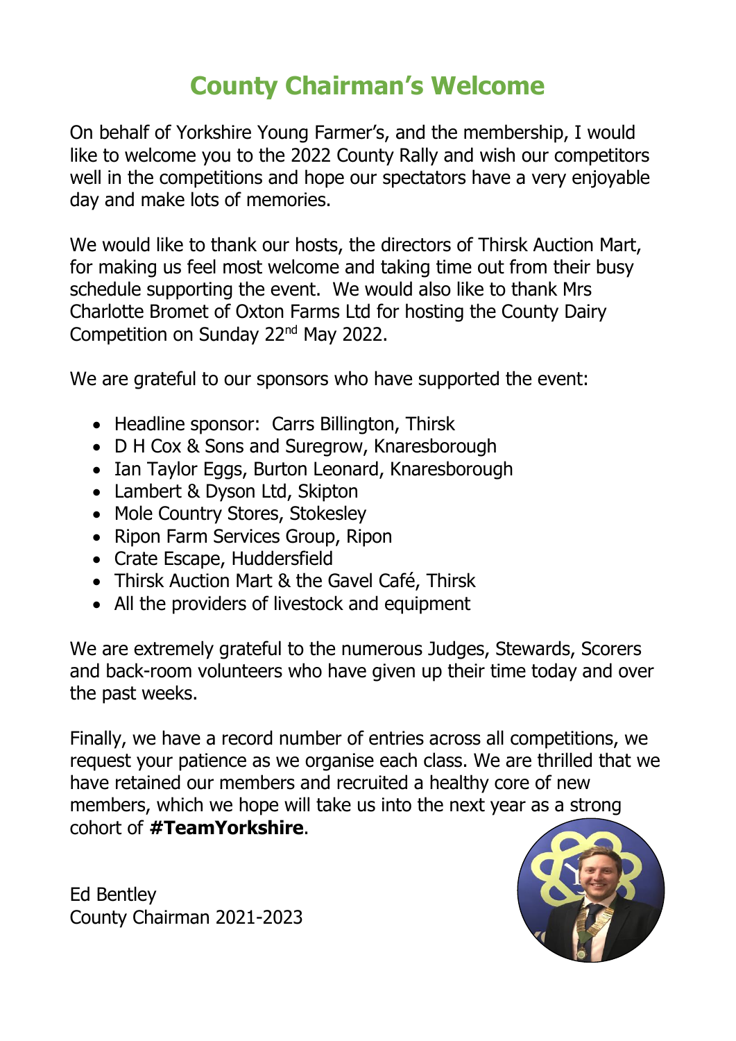# County Chairman's Welcome

On behalf of Yorkshire Young Farmer's, and the membership, I would like to welcome you to the 2022 County Rally and wish our competitors well in the competitions and hope our spectators have a very enjoyable day and make lots of memories.

We would like to thank our hosts, the directors of Thirsk Auction Mart, for making us feel most welcome and taking time out from their busy schedule supporting the event. We would also like to thank Mrs Charlotte Bromet of Oxton Farms Ltd for hosting the County Dairy Competition on Sunday 22nd May 2022.

We are grateful to our sponsors who have supported the event:

- Headline sponsor: Carrs Billington, Thirsk
- D H Cox & Sons and Suregrow, Knaresborough
- Ian Taylor Eggs, Burton Leonard, Knaresborough
- Lambert & Dyson Ltd, Skipton
- Mole Country Stores, Stokesley
- Ripon Farm Services Group, Ripon
- Crate Escape, Huddersfield
- Thirsk Auction Mart & the Gavel Café, Thirsk
- All the providers of livestock and equipment

We are extremely grateful to the numerous Judges, Stewards, Scorers and back-room volunteers who have given up their time today and over the past weeks.

Finally, we have a record number of entries across all competitions, we request your patience as we organise each class. We are thrilled that we have retained our members and recruited a healthy core of new members, which we hope will take us into the next year as a strong cohort of **#TeamYorkshire**.

Ed Bentley
County Chairman 2021-2023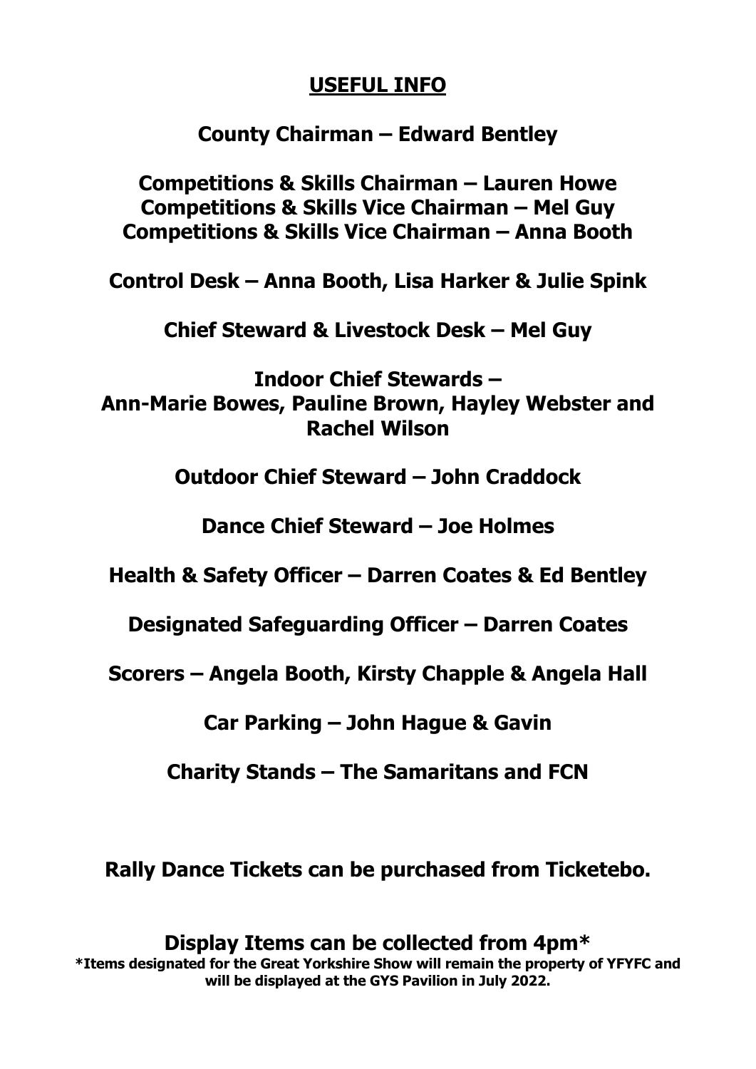## USEFUL INFO

**County Chairman – Edward Bentley**

**Competitions & Skills Chairman – Lauren Howe**
**Competitions & Skills Vice Chairman – Mel Guy**
**Competitions & Skills Vice Chairman – Anna Booth**

**Control Desk – Anna Booth, Lisa Harker & Julie Spink**

**Chief Steward & Livestock Desk – Mel Guy**

**Indoor Chief Stewards –**
**Ann-Marie Bowes, Pauline Brown, Hayley Webster and Rachel Wilson**

**Outdoor Chief Steward – John Craddock**

**Dance Chief Steward – Joe Holmes**

**Health & Safety Officer – Darren Coates & Ed Bentley**

**Designated Safeguarding Officer – Darren Coates**

**Scorers – Angela Booth, Kirsty Chapple & Angela Hall**

**Car Parking – John Hague & Gavin**

**Charity Stands – The Samaritans and FCN**

**Rally Dance Tickets can be purchased from Ticketebo.**

**Display Items can be collected from 4pm***
***Items designated for the Great Yorkshire Show will remain the property of YFYFC and will be displayed at the GYS Pavilion in July 2022.**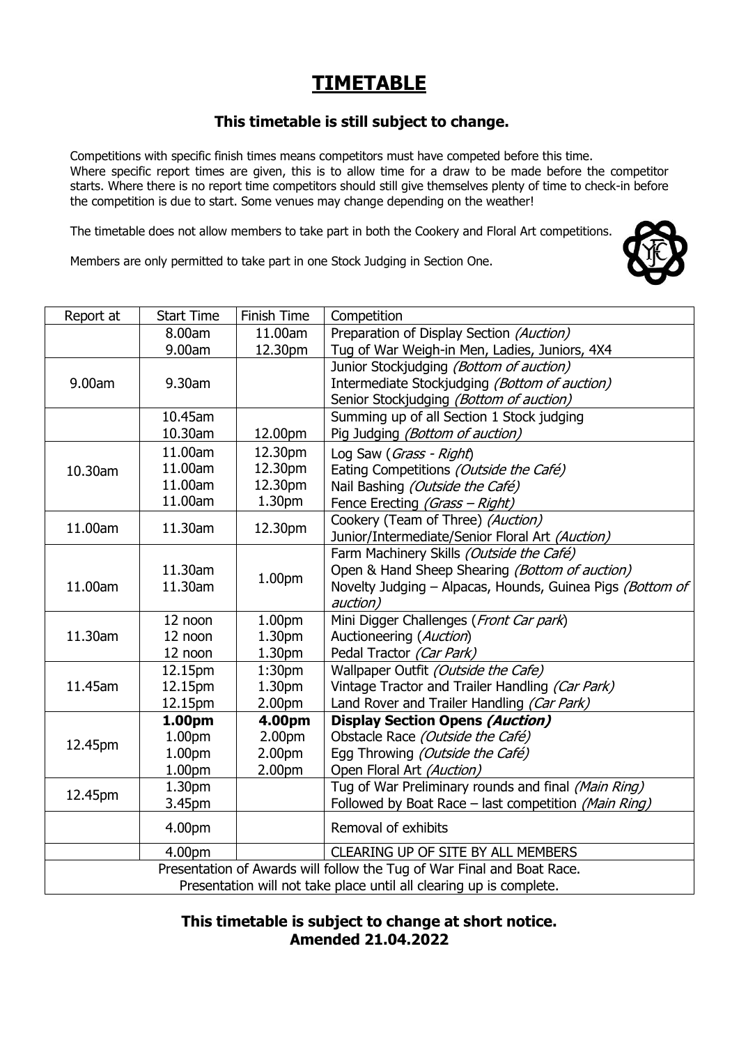# TIMETABLE

### This timetable is still subject to change.

Competitions with specific finish times means competitors must have competed before this time. Where specific report times are given, this is to allow time for a draw to be made before the competitor starts. Where there is no report time competitors should still give themselves plenty of time to check-in before the competition is due to start. Some venues may change depending on the weather!

The timetable does not allow members to take part in both the Cookery and Floral Art competitions.

Members are only permitted to take part in one Stock Judging in Section One.

| Report at | Start Time | Finish Time | Competition |
|---|---|---|---|
| | 8.00am | 11.00am | Preparation of Display Section *(Auction)* |
| | 9.00am | 12.30pm | Tug of War Weigh-in Men, Ladies, Juniors, 4X4 |
| 9.00am | 9.30am | | Junior Stockjudging *(Bottom of auction)*<br>Intermediate Stockjudging *(Bottom of auction)*<br>Senior Stockjudging *(Bottom of auction)* |
| | 10.45am | | Summing up of all Section 1 Stock judging |
| | 10.30am | 12.00pm | Pig Judging *(Bottom of auction)* |
| 10.30am | 11.00am | 12.30pm | Log Saw (*Grass - Right*) |
| | 11.00am | 12.30pm | Eating Competitions *(Outside the Café)* |
| | 11.00am | 12.30pm | Nail Bashing *(Outside the Café)* |
| | 11.00am | 1.30pm | Fence Erecting *(Grass – Right)* |
| 11.00am | 11.30am | 12.30pm | Cookery (Team of Three) *(Auction)*<br>Junior/Intermediate/Senior Floral Art *(Auction)* |
| 11.00am | 11.30am<br>11.30am | 1.00pm | Farm Machinery Skills *(Outside the Café)*<br>Open & Hand Sheep Shearing *(Bottom of auction)*<br>Novelty Judging – Alpacas, Hounds, Guinea Pigs *(Bottom of auction)* |
| 11.30am | 12 noon | 1.00pm | Mini Digger Challenges (*Front Car park*) |
| | 12 noon | 1.30pm | Auctioneering (*Auction*) |
| | 12 noon | 1.30pm | Pedal Tractor *(Car Park)* |
| 11.45am | 12.15pm | 1:30pm | Wallpaper Outfit *(Outside the Cafe)* |
| | 12.15pm | 1.30pm | Vintage Tractor and Trailer Handling *(Car Park)* |
| | 12.15pm | 2.00pm | Land Rover and Trailer Handling *(Car Park)* |
| 12.45pm | **1.00pm** | **4.00pm** | **Display Section Opens *(Auction)*** |
| | 1.00pm | 2.00pm | Obstacle Race *(Outside the Café)* |
| | 1.00pm | 2.00pm | Egg Throwing *(Outside the Café)* |
| | 1.00pm | 2.00pm | Open Floral Art *(Auction)* |
| 12.45pm | 1.30pm | | Tug of War Preliminary rounds and final *(Main Ring)* |
| | 3.45pm | | Followed by Boat Race – last competition *(Main Ring)* |
| | 4.00pm | | Removal of exhibits |
| | 4.00pm | | CLEARING UP OF SITE BY ALL MEMBERS |
| Presentation of Awards will follow the Tug of War Final and Boat Race.<br>Presentation will not take place until all clearing up is complete. | | | |

**This timetable is subject to change at short notice.**
**Amended 21.04.2022**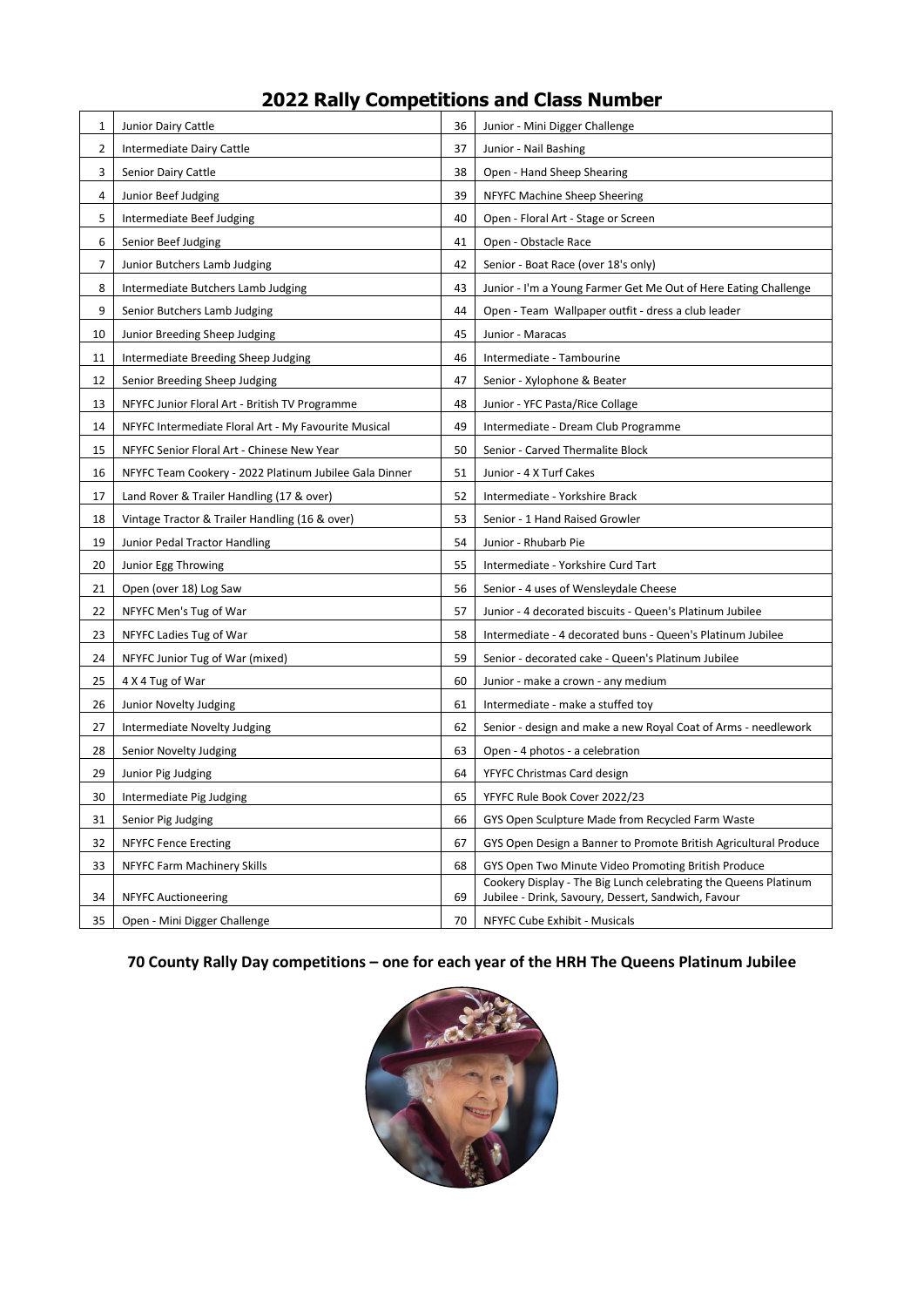## 2022 Rally Competitions and Class Number

| | | | |
|---|---|---|---|
| 1 | Junior Dairy Cattle | 36 | Junior - Mini Digger Challenge |
| 2 | Intermediate Dairy Cattle | 37 | Junior - Nail Bashing |
| 3 | Senior Dairy Cattle | 38 | Open - Hand Sheep Shearing |
| 4 | Junior Beef Judging | 39 | NFYFC Machine Sheep Sheering |
| 5 | Intermediate Beef Judging | 40 | Open - Floral Art - Stage or Screen |
| 6 | Senior Beef Judging | 41 | Open - Obstacle Race |
| 7 | Junior Butchers Lamb Judging | 42 | Senior - Boat Race (over 18's only) |
| 8 | Intermediate Butchers Lamb Judging | 43 | Junior - I'm a Young Farmer Get Me Out of Here Eating Challenge |
| 9 | Senior Butchers Lamb Judging | 44 | Open - Team Wallpaper outfit - dress a club leader |
| 10 | Junior Breeding Sheep Judging | 45 | Junior - Maracas |
| 11 | Intermediate Breeding Sheep Judging | 46 | Intermediate - Tambourine |
| 12 | Senior Breeding Sheep Judging | 47 | Senior - Xylophone & Beater |
| 13 | NFYFC Junior Floral Art - British TV Programme | 48 | Junior - YFC Pasta/Rice Collage |
| 14 | NFYFC Intermediate Floral Art - My Favourite Musical | 49 | Intermediate - Dream Club Programme |
| 15 | NFYFC Senior Floral Art - Chinese New Year | 50 | Senior - Carved Thermalite Block |
| 16 | NFYFC Team Cookery - 2022 Platinum Jubilee Gala Dinner | 51 | Junior - 4 X Turf Cakes |
| 17 | Land Rover & Trailer Handling (17 & over) | 52 | Intermediate - Yorkshire Brack |
| 18 | Vintage Tractor & Trailer Handling (16 & over) | 53 | Senior - 1 Hand Raised Growler |
| 19 | Junior Pedal Tractor Handling | 54 | Junior - Rhubarb Pie |
| 20 | Junior Egg Throwing | 55 | Intermediate - Yorkshire Curd Tart |
| 21 | Open (over 18) Log Saw | 56 | Senior - 4 uses of Wensleydale Cheese |
| 22 | NFYFC Men's Tug of War | 57 | Junior - 4 decorated biscuits - Queen's Platinum Jubilee |
| 23 | NFYFC Ladies Tug of War | 58 | Intermediate - 4 decorated buns - Queen's Platinum Jubilee |
| 24 | NFYFC Junior Tug of War (mixed) | 59 | Senior - decorated cake - Queen's Platinum Jubilee |
| 25 | 4 X 4 Tug of War | 60 | Junior - make a crown - any medium |
| 26 | Junior Novelty Judging | 61 | Intermediate - make a stuffed toy |
| 27 | Intermediate Novelty Judging | 62 | Senior - design and make a new Royal Coat of Arms - needlework |
| 28 | Senior Novelty Judging | 63 | Open - 4 photos - a celebration |
| 29 | Junior Pig Judging | 64 | YFYFC Christmas Card design |
| 30 | Intermediate Pig Judging | 65 | YFYFC Rule Book Cover 2022/23 |
| 31 | Senior Pig Judging | 66 | GYS Open Sculpture Made from Recycled Farm Waste |
| 32 | NFYFC Fence Erecting | 67 | GYS Open Design a Banner to Promote British Agricultural Produce |
| 33 | NFYFC Farm Machinery Skills | 68 | GYS Open Two Minute Video Promoting British Produce |
| 34 | NFYFC Auctioneering | 69 | Cookery Display - The Big Lunch celebrating the Queens Platinum Jubilee - Drink, Savoury, Dessert, Sandwich, Favour |
| 35 | Open - Mini Digger Challenge | 70 | NFYFC Cube Exhibit - Musicals |

**70 County Rally Day competitions – one for each year of the HRH The Queens Platinum Jubilee**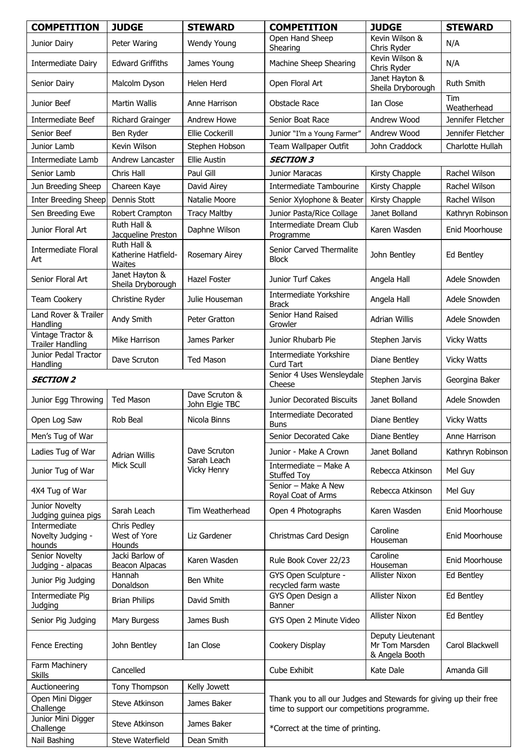| COMPETITION | JUDGE | STEWARD |
|---|---|---|
| Junior Dairy | Peter Waring | Wendy Young |
| Intermediate Dairy | Edward Griffiths | James Young |
| Senior Dairy | Malcolm Dyson | Helen Herd |
| Junior Beef | Martin Wallis | Anne Harrison |
| Intermediate Beef | Richard Grainger | Andrew Howe |
| Senior Beef | Ben Ryder | Ellie Cockerill |
| Junior Lamb | Kevin Wilson | Stephen Hobson |
| Intermediate Lamb | Andrew Lancaster | Ellie Austin |
| Senior Lamb | Chris Hall | Paul Gill |
| Jun Breeding Sheep | Chareen Kaye | David Airey |
| Inter Breeding Sheep | Dennis Stott | Natalie Moore |
| Sen Breeding Ewe | Robert Crampton | Tracy Maltby |
| Junior Floral Art | Ruth Hall & Jacqueline Preston | Daphne Wilson |
| Intermediate Floral Art | Ruth Hall & Katherine Hatfield-Waites | Rosemary Airey |
| Senior Floral Art | Janet Hayton & Sheila Dryborough | Hazel Foster |
| Team Cookery | Christine Ryder | Julie Houseman |
| Land Rover & Trailer Handling | Andy Smith | Peter Gratton |
| Vintage Tractor & Trailer Handling | Mike Harrison | James Parker |
| Junior Pedal Tractor Handling | Dave Scruton | Ted Mason |
| ***SECTION 2*** | | |
| Junior Egg Throwing | Ted Mason | Dave Scruton & John Elgie TBC |
| Open Log Saw | Rob Beal | Nicola Binns |
| Men's Tug of War | Adrian Willis, Mick Scull | Dave Scruton, Sarah Leach, Vicky Henry |
| Ladies Tug of War | Adrian Willis, Mick Scull | Dave Scruton, Sarah Leach, Vicky Henry |
| Junior Tug of War | Adrian Willis, Mick Scull | Dave Scruton, Sarah Leach, Vicky Henry |
| 4X4 Tug of War | Adrian Willis, Mick Scull | Dave Scruton, Sarah Leach, Vicky Henry |
| Junior Novelty Judging guinea pigs | Sarah Leach | Tim Weatherhead |
| Intermediate Novelty Judging - hounds | Chris Pedley West of Yore Hounds | Liz Gardener |
| Senior Novelty Judging - alpacas | Jacki Barlow of Beacon Alpacas | Karen Wasden |
| Junior Pig Judging | Hannah Donaldson | Ben White |
| Intermediate Pig Judging | Brian Philips | David Smith |
| Senior Pig Judging | Mary Burgess | James Bush |
| Fence Erecting | John Bentley | Ian Close |
| Farm Machinery Skills | Cancelled | |
| Auctioneering | Tony Thompson | Kelly Jowett |
| Open Mini Digger Challenge | Steve Atkinson | James Baker |
| Junior Mini Digger Challenge | Steve Atkinson | James Baker |
| Nail Bashing | Steve Waterfield | Dean Smith |

| COMPETITION | JUDGE | STEWARD |
|---|---|---|
| Open Hand Sheep Shearing | Kevin Wilson & Chris Ryder | N/A |
| Machine Sheep Shearing | Kevin Wilson & Chris Ryder | N/A |
| Open Floral Art | Janet Hayton & Sheila Dryborough | Ruth Smith |
| Obstacle Race | Ian Close | Tim Weatherhead |
| Senior Boat Race | Andrew Wood | Jennifer Fletcher |
| Junior "I'm a Young Farmer" | Andrew Wood | Jennifer Fletcher |
| Team Wallpaper Outfit | John Craddock | Charlotte Hullah |
| ***SECTION 3*** | | |
| Junior Maracas | Kirsty Chapple | Rachel Wilson |
| Intermediate Tambourine | Kirsty Chapple | Rachel Wilson |
| Senior Xylophone & Beater | Kirsty Chapple | Rachel Wilson |
| Junior Pasta/Rice Collage | Janet Bolland | Kathryn Robinson |
| Intermediate Dream Club Programme | Karen Wasden | Enid Moorhouse |
| Senior Carved Thermalite Block | John Bentley | Ed Bentley |
| Junior Turf Cakes | Angela Hall | Adele Snowden |
| Intermediate Yorkshire Brack | Angela Hall | Adele Snowden |
| Senior Hand Raised Growler | Adrian Willis | Adele Snowden |
| Junior Rhubarb Pie | Stephen Jarvis | Vicky Watts |
| Intermediate Yorkshire Curd Tart | Diane Bentley | Vicky Watts |
| Senior 4 Uses Wensleydale Cheese | Stephen Jarvis | Georgina Baker |
| Junior Decorated Biscuits | Janet Bolland | Adele Snowden |
| Intermediate Decorated Buns | Diane Bentley | Vicky Watts |
| Senior Decorated Cake | Diane Bentley | Anne Harrison |
| Junior - Make A Crown | Janet Bolland | Kathryn Robinson |
| Intermediate – Make A Stuffed Toy | Rebecca Atkinson | Mel Guy |
| Senior – Make A New Royal Coat of Arms | Rebecca Atkinson | Mel Guy |
| Open 4 Photographs | Karen Wasden | Enid Moorhouse |
| Christmas Card Design | Caroline Houseman | Enid Moorhouse |
| Rule Book Cover 22/23 | Caroline Houseman | Enid Moorhouse |
| GYS Open Sculpture - recycled farm waste | Allister Nixon | Ed Bentley |
| GYS Open Design a Banner | Allister Nixon | Ed Bentley |
| GYS Open 2 Minute Video | Allister Nixon | Ed Bentley |
| Cookery Display | Deputy Lieutenant Mr Tom Marsden & Angela Booth | Carol Blackwell |
| Cube Exhibit | Kate Dale | Amanda Gill |

Thank you to all our Judges and Stewards for giving up their free time to support our competitions programme.

*Correct at the time of printing.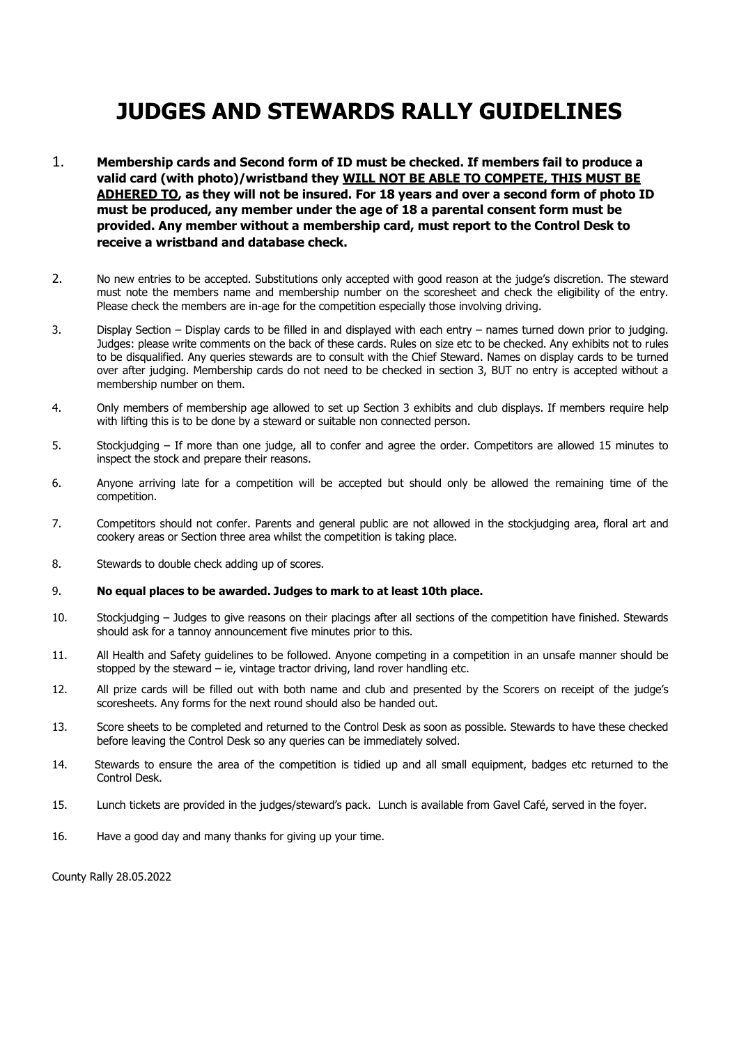# JUDGES AND STEWARDS RALLY GUIDELINES

1. **Membership cards and Second form of ID must be checked. If members fail to produce a valid card (with photo)/wristband they <u>WILL NOT BE ABLE TO COMPETE, THIS MUST BE ADHERED TO</u>, as they will not be insured. For 18 years and over a second form of photo ID must be produced, any member under the age of 18 a parental consent form must be provided. Any member without a membership card, must report to the Control Desk to receive a wristband and database check.**

2. No new entries to be accepted. Substitutions only accepted with good reason at the judge's discretion. The steward must note the members name and membership number on the scoresheet and check the eligibility of the entry. Please check the members are in-age for the competition especially those involving driving.

3. Display Section – Display cards to be filled in and displayed with each entry – names turned down prior to judging. Judges: please write comments on the back of these cards. Rules on size etc to be checked. Any exhibits not to rules to be disqualified. Any queries stewards are to consult with the Chief Steward. Names on display cards to be turned over after judging. Membership cards do not need to be checked in section 3, BUT no entry is accepted without a membership number on them.

4. Only members of membership age allowed to set up Section 3 exhibits and club displays. If members require help with lifting this is to be done by a steward or suitable non connected person.

5. Stockjudging – If more than one judge, all to confer and agree the order. Competitors are allowed 15 minutes to inspect the stock and prepare their reasons.

6. Anyone arriving late for a competition will be accepted but should only be allowed the remaining time of the competition.

7. Competitors should not confer. Parents and general public are not allowed in the stockjudging area, floral art and cookery areas or Section three area whilst the competition is taking place.

8. Stewards to double check adding up of scores.

9. **No equal places to be awarded. Judges to mark to at least 10th place.**

10. Stockjudging – Judges to give reasons on their placings after all sections of the competition have finished. Stewards should ask for a tannoy announcement five minutes prior to this.

11. All Health and Safety guidelines to be followed. Anyone competing in a competition in an unsafe manner should be stopped by the steward – ie, vintage tractor driving, land rover handling etc.

12. All prize cards will be filled out with both name and club and presented by the Scorers on receipt of the judge's scoresheets. Any forms for the next round should also be handed out.

13. Score sheets to be completed and returned to the Control Desk as soon as possible. Stewards to have these checked before leaving the Control Desk so any queries can be immediately solved.

14. Stewards to ensure the area of the competition is tidied up and all small equipment, badges etc returned to the Control Desk.

15. Lunch tickets are provided in the judges/steward's pack. Lunch is available from Gavel Café, served in the foyer.

16. Have a good day and many thanks for giving up your time.

County Rally 28.05.2022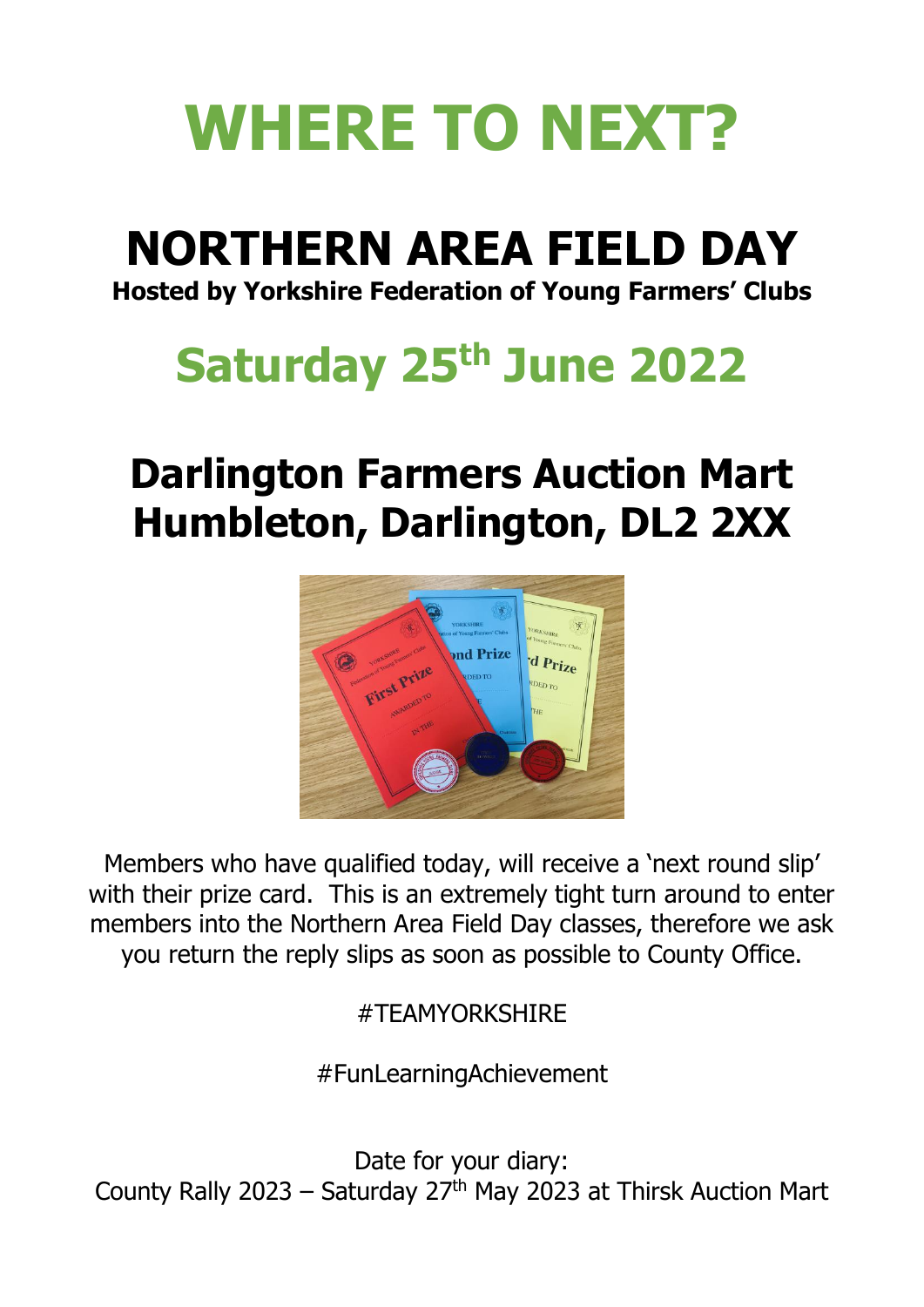# WHERE TO NEXT?

## NORTHERN AREA FIELD DAY

**Hosted by Yorkshire Federation of Young Farmers' Clubs**

## Saturday 25th June 2022

## Darlington Farmers Auction Mart
## Humbleton, Darlington, DL2 2XX

Members who have qualified today, will receive a 'next round slip' with their prize card. This is an extremely tight turn around to enter members into the Northern Area Field Day classes, therefore we ask you return the reply slips as soon as possible to County Office.

#TEAMYORKSHIRE

#FunLearningAchievement

Date for your diary:
County Rally 2023 – Saturday 27th May 2023 at Thirsk Auction Mart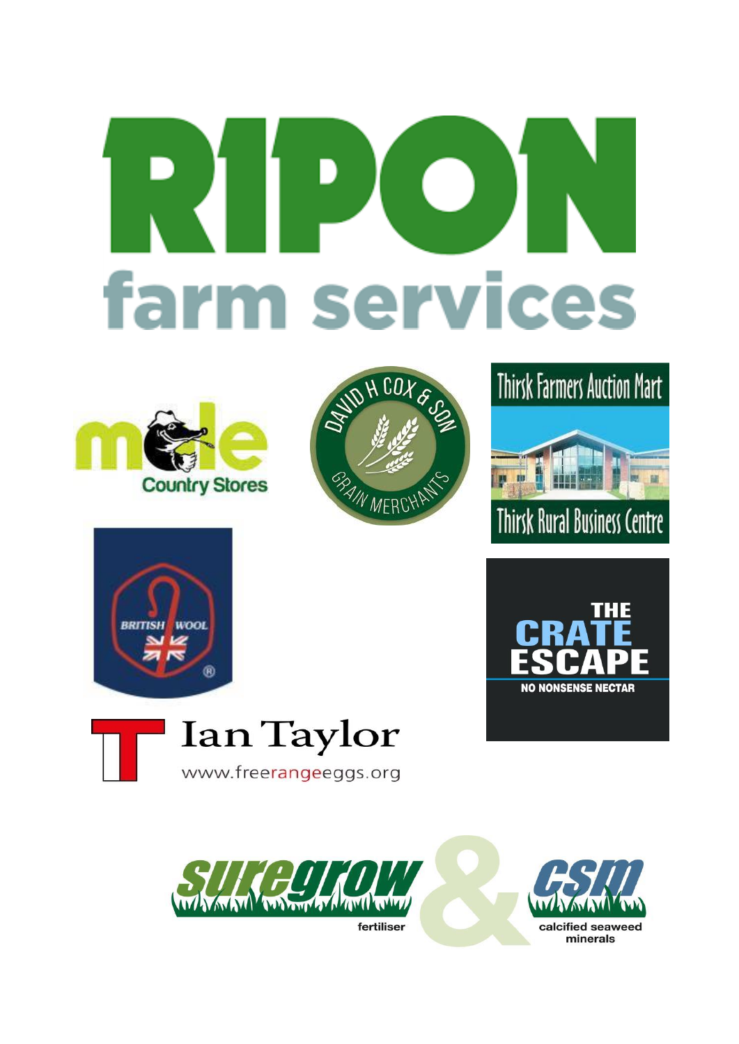RIPON
farm services

mole
Country Stores

DAVID H COX & SON
GRAIN MERCHANTS

Thirsk Farmers Auction Mart
Thirsk Rural Business Centre

BRITISH WOOL

THE CRATE ESCAPE
NO NONSENSE NECTAR

Ian Taylor
www.freerangeeggs.org

suregrow
fertiliser

&

csm
calcified seaweed minerals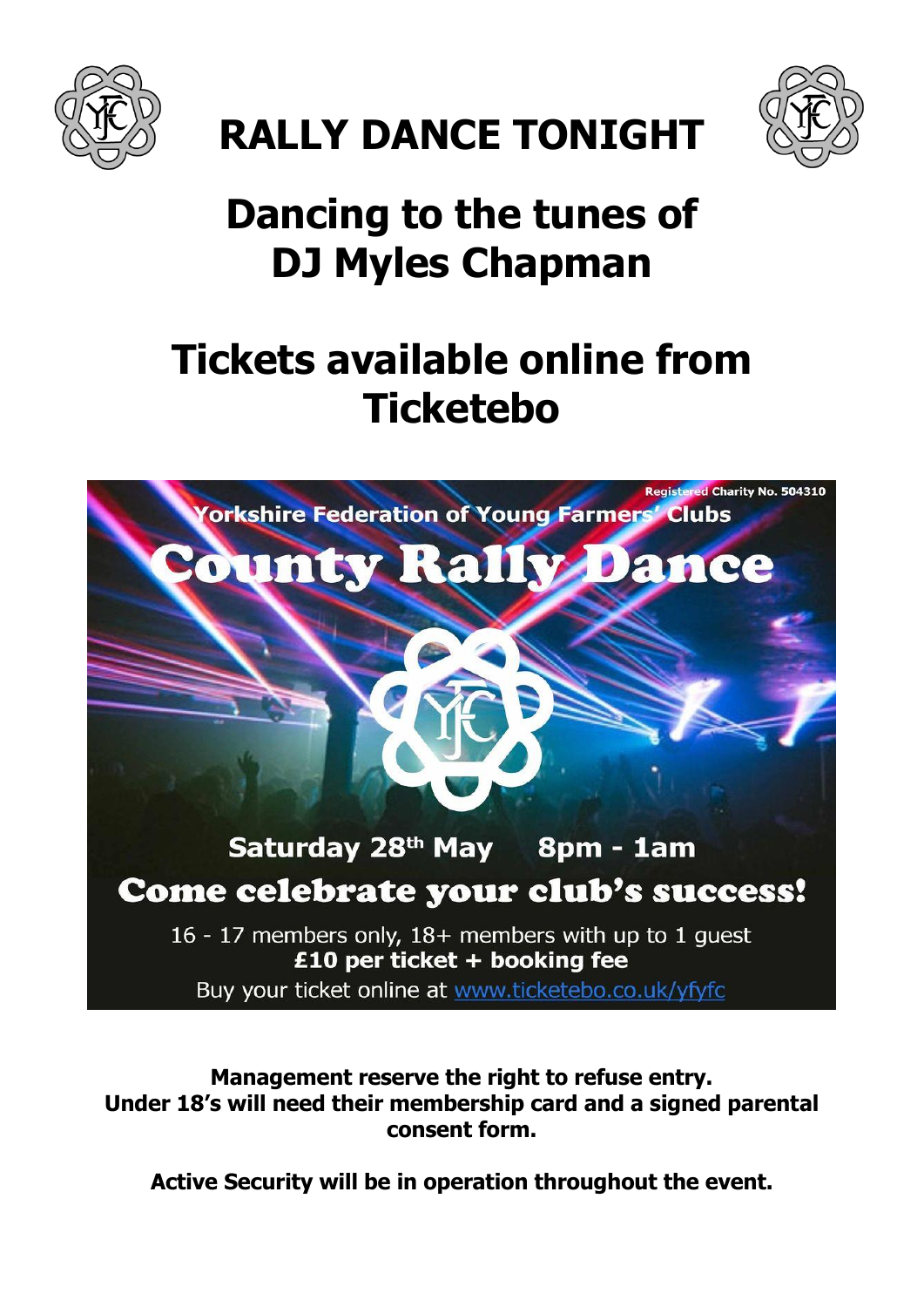# RALLY DANCE TONIGHT

## Dancing to the tunes of DJ Myles Chapman

## Tickets available online from Ticketebo

Registered Charity No. 504310

Yorkshire Federation of Young Farmers' Clubs

**County Rally Dance**

**Saturday 28th May    8pm - 1am**

**Come celebrate your club's success!**

16 - 17 members only, 18+ members with up to 1 guest

**£10 per ticket + booking fee**

Buy your ticket online at www.ticketebo.co.uk/yfyfc

**Management reserve the right to refuse entry.**
**Under 18's will need their membership card and a signed parental consent form.**

**Active Security will be in operation throughout the event.**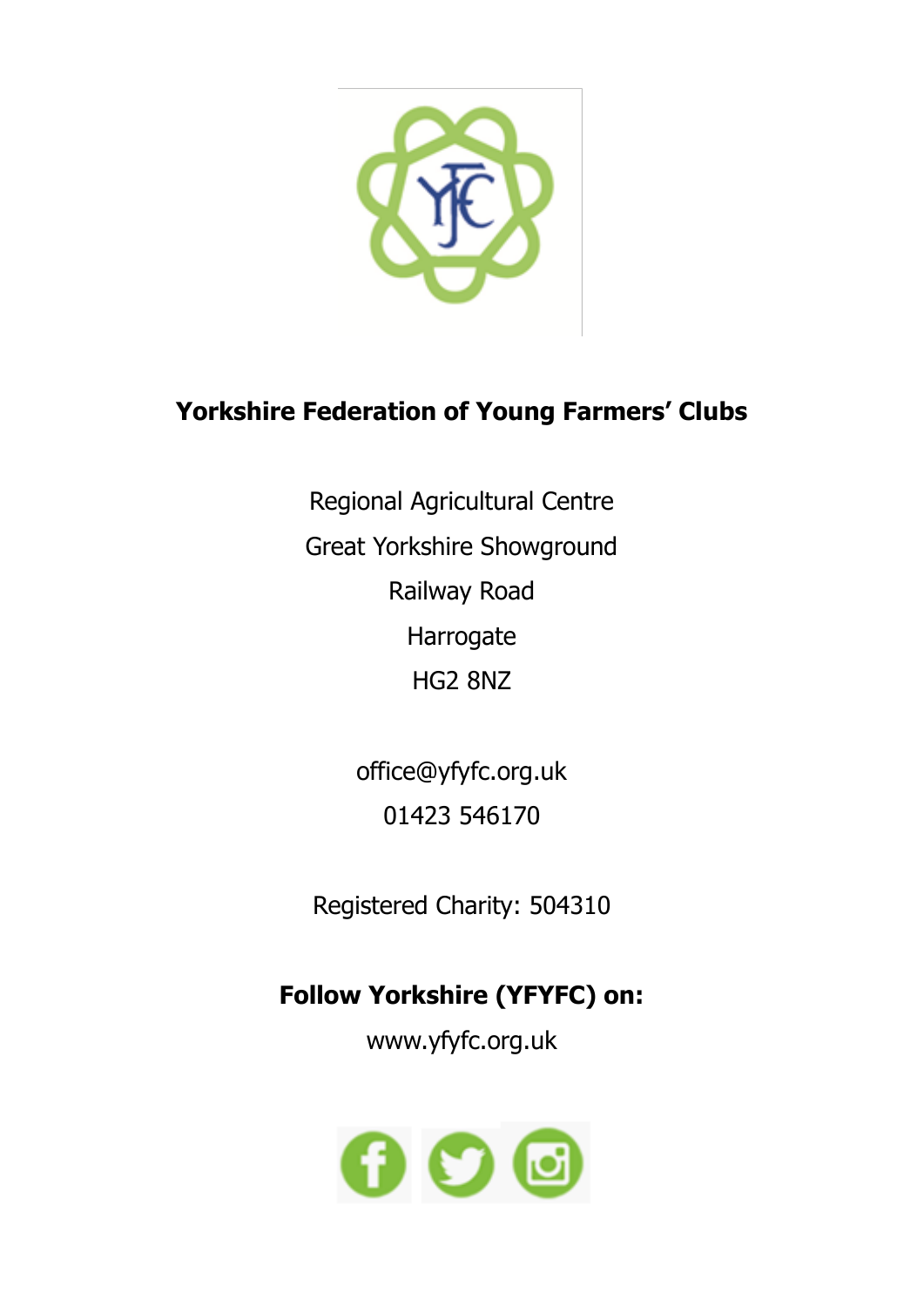**Yorkshire Federation of Young Farmers' Clubs**

Regional Agricultural Centre

Great Yorkshire Showground

Railway Road

Harrogate

HG2 8NZ

office@yfyfc.org.uk

01423 546170

Registered Charity: 504310

**Follow Yorkshire (YFYFC) on:**

www.yfyfc.org.uk